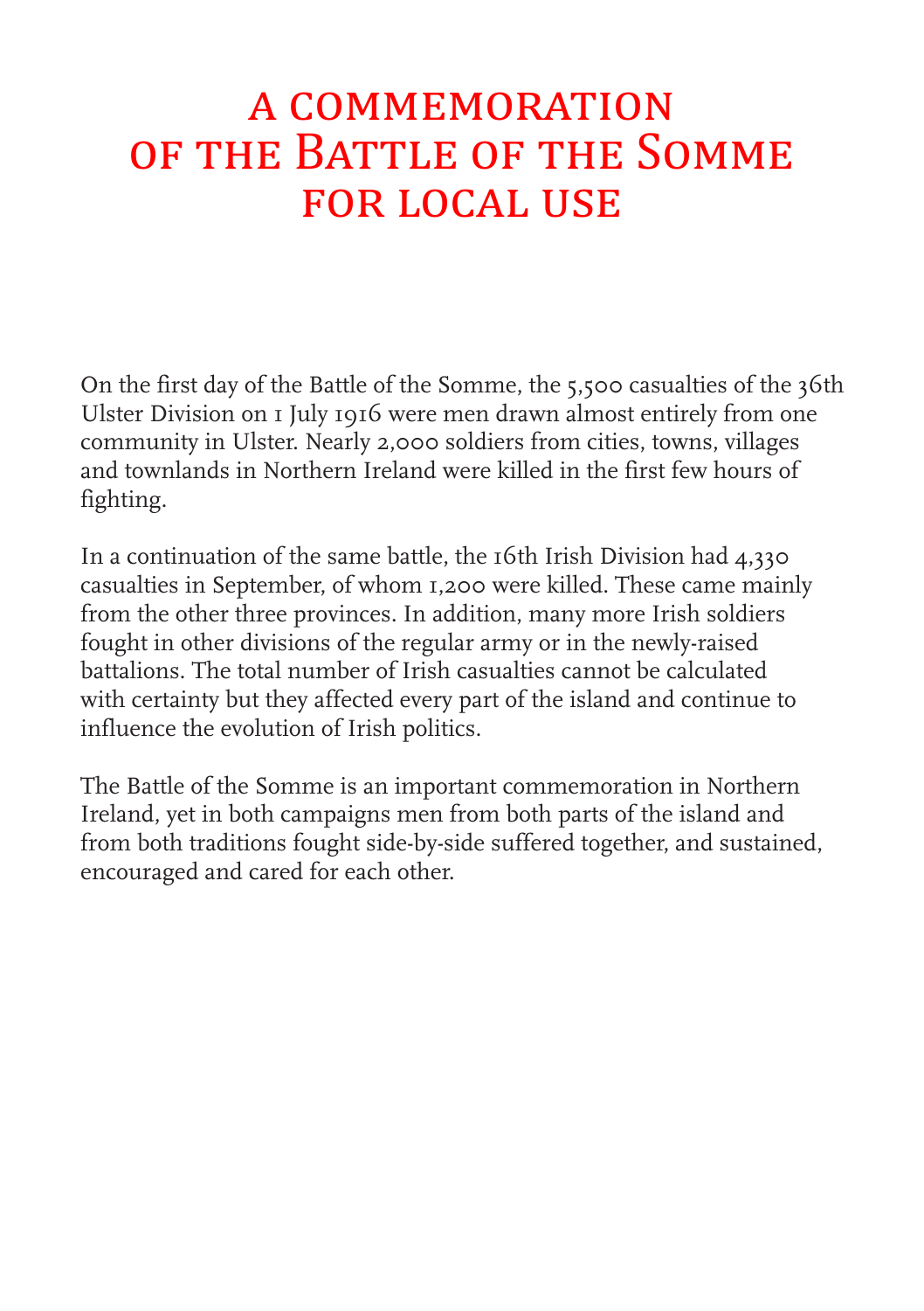# A commemoration of the Battle of the Somme for local use

On the first day of the Battle of the Somme, the 5,500 casualties of the 36th Ulster Division on 1 July 1916 were men drawn almost entirely from one community in Ulster. Nearly 2,000 soldiers from cities, towns, villages and townlands in Northern Ireland were killed in the first few hours of fighting.

In a continuation of the same battle, the 16th Irish Division had 4,330 casualties in September, of whom 1,200 were killed. These came mainly from the other three provinces. In addition, many more Irish soldiers fought in other divisions of the regular army or in the newly-raised battalions. The total number of Irish casualties cannot be calculated with certainty but they affected every part of the island and continue to influence the evolution of Irish politics.

The Battle of the Somme is an important commemoration in Northern Ireland, yet in both campaigns men from both parts of the island and from both traditions fought side-by-side suffered together, and sustained, encouraged and cared for each other.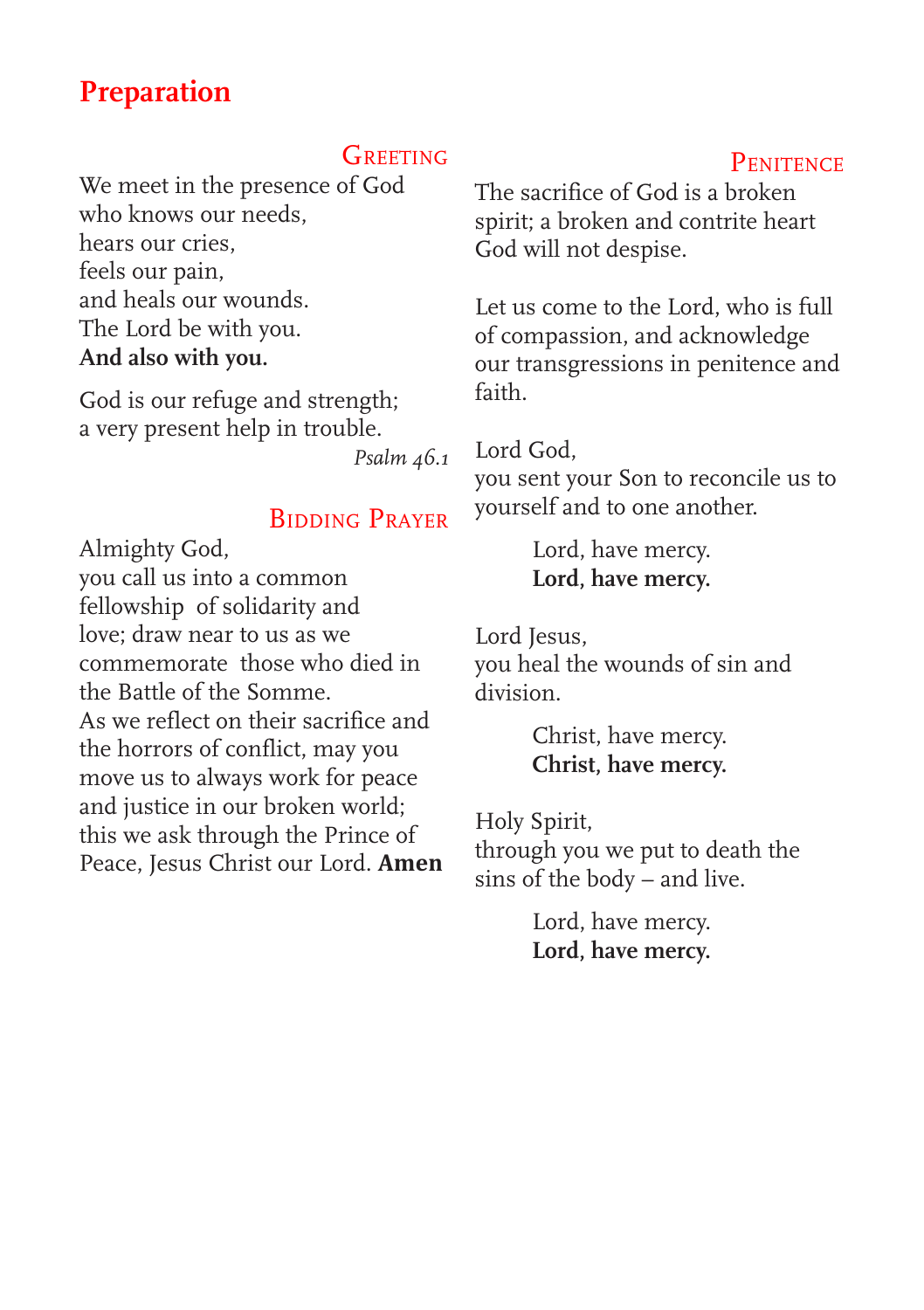# Preparation

### Greeting

We meet in the presence of God
who knows our needs,
hears our cries,
feels our pain,
and heals our wounds.
The Lord be with you.
**And also with you.**

God is our refuge and strength;
a very present help in trouble.

*Psalm 46.1*

### Bidding Prayer

Almighty God,
you call us into a common fellowship of solidarity and love; draw near to us as we commemorate those who died in the Battle of the Somme.
As we reflect on their sacrifice and the horrors of conflict, may you move us to always work for peace and justice in our broken world; this we ask through the Prince of Peace, Jesus Christ our Lord. **Amen**

### Penitence

The sacrifice of God is a broken spirit; a broken and contrite heart God will not despise.

Let us come to the Lord, who is full of compassion, and acknowledge our transgressions in penitence and faith.

Lord God,
you sent your Son to reconcile us to yourself and to one another.

Lord, have mercy.
**Lord, have mercy.**

Lord Jesus,
you heal the wounds of sin and division.

Christ, have mercy.
**Christ, have mercy.**

Holy Spirit,
through you we put to death the sins of the body – and live.

Lord, have mercy.
**Lord, have mercy.**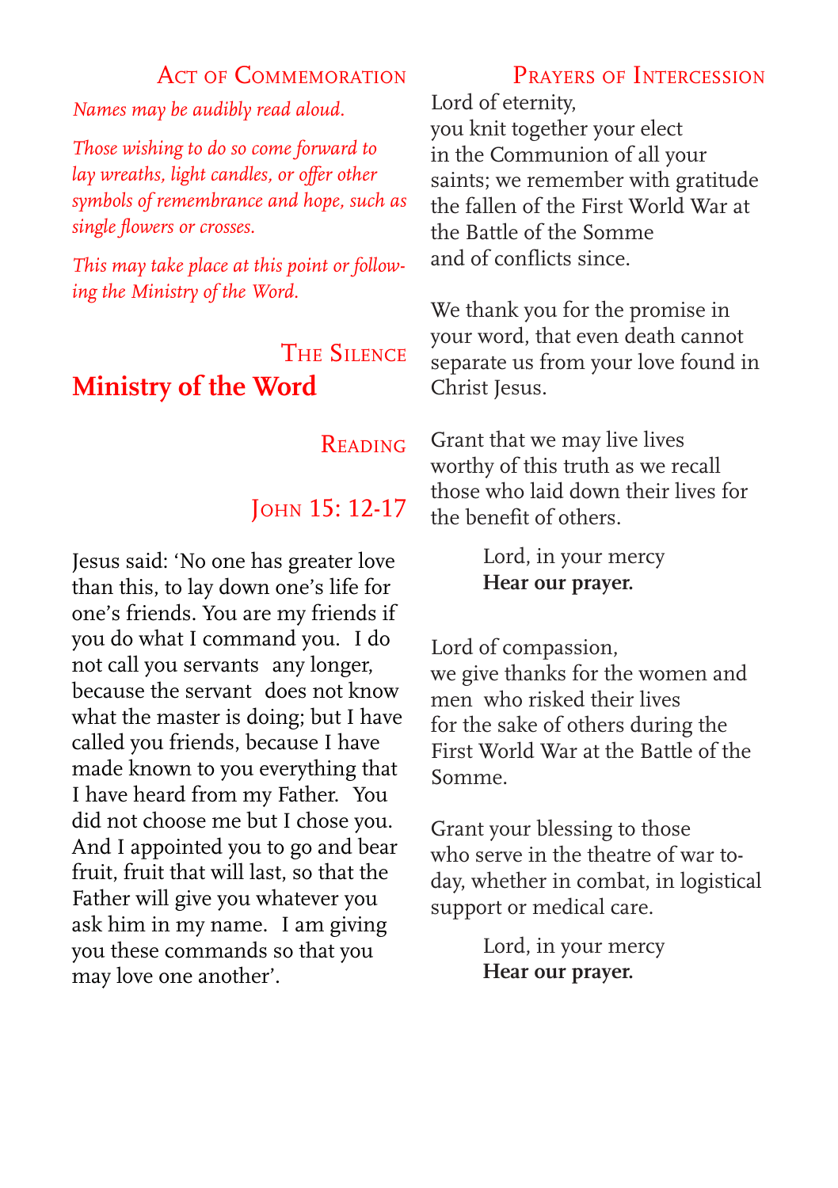### Act of Commemoration

*Names may be audibly read aloud.*

*Those wishing to do so come forward to lay wreaths, light candles, or offer other symbols of remembrance and hope, such as single flowers or crosses.*

*This may take place at this point or following the Ministry of the Word.*

### The Silence

## Ministry of the Word

### Reading

### John 15: 12-17

Jesus said: 'No one has greater love than this, to lay down one's life for one's friends. You are my friends if you do what I command you. I do not call you servants any longer, because the servant does not know what the master is doing; but I have called you friends, because I have made known to you everything that I have heard from my Father. You did not choose me but I chose you. And I appointed you to go and bear fruit, fruit that will last, so that the Father will give you whatever you ask him in my name. I am giving you these commands so that you may love one another'.

### Prayers of Intercession

Lord of eternity,
you knit together your elect
in the Communion of all your saints; we remember with gratitude the fallen of the First World War at the Battle of the Somme
and of conflicts since.

We thank you for the promise in your word, that even death cannot separate us from your love found in Christ Jesus.

Grant that we may live lives worthy of this truth as we recall those who laid down their lives for the benefit of others.

Lord, in your mercy
**Hear our prayer.**

Lord of compassion,
we give thanks for the women and men who risked their lives
for the sake of others during the First World War at the Battle of the Somme.

Grant your blessing to those
who serve in the theatre of war today, whether in combat, in logistical support or medical care.

Lord, in your mercy
**Hear our prayer.**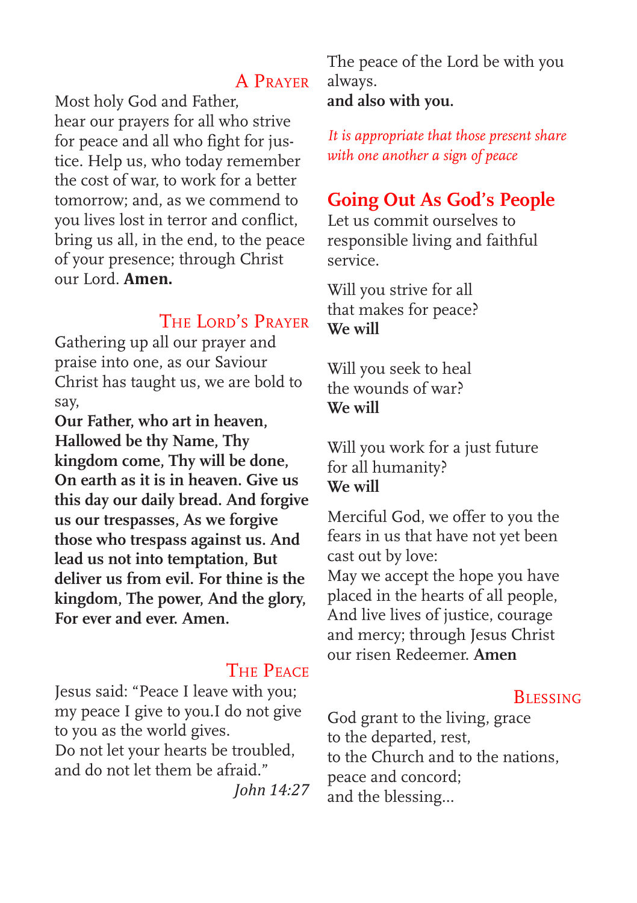## A Prayer

Most holy God and Father, hear our prayers for all who strive for peace and all who fight for justice. Help us, who today remember the cost of war, to work for a better tomorrow; and, as we commend to you lives lost in terror and conflict, bring us all, in the end, to the peace of your presence; through Christ our Lord. **Amen.**

## The Lord's Prayer

Gathering up all our prayer and praise into one, as our Saviour Christ has taught us, we are bold to say,

**Our Father, who art in heaven, Hallowed be thy Name, Thy kingdom come, Thy will be done, On earth as it is in heaven. Give us this day our daily bread. And forgive us our trespasses, As we forgive those who trespass against us. And lead us not into temptation, But deliver us from evil. For thine is the kingdom, The power, And the glory, For ever and ever. Amen.**

## The Peace

Jesus said: "Peace I leave with you; my peace I give to you.I do not give to you as the world gives.
Do not let your hearts be troubled, and do not let them be afraid."

*John 14:27*

The peace of the Lord be with you always.
**and also with you.**

*It is appropriate that those present share with one another a sign of peace*

## Going Out As God's People

Let us commit ourselves to responsible living and faithful service.

Will you strive for all
that makes for peace?
**We will**

Will you seek to heal
the wounds of war?
**We will**

Will you work for a just future
for all humanity?
**We will**

Merciful God, we offer to you the fears in us that have not yet been cast out by love:
May we accept the hope you have placed in the hearts of all people,
And live lives of justice, courage and mercy; through Jesus Christ our risen Redeemer. **Amen**

## Blessing

God grant to the living, grace
to the departed, rest,
to the Church and to the nations,
peace and concord;
and the blessing...